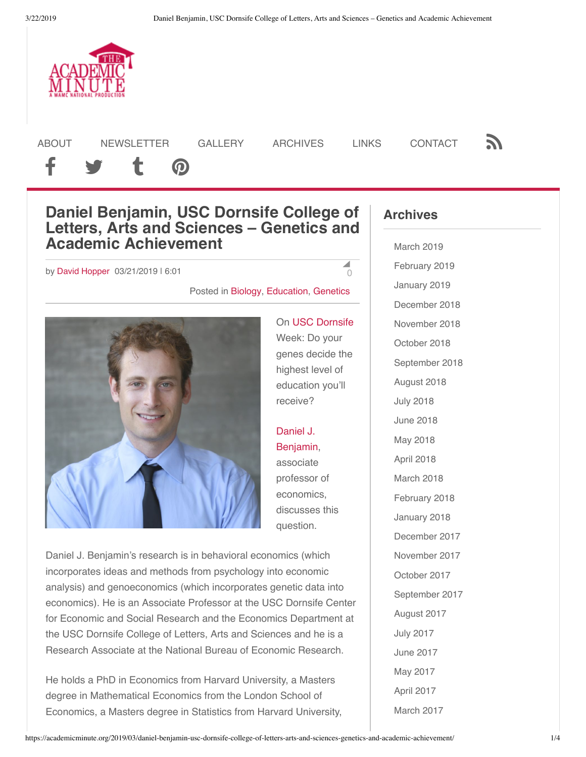ABOUT NEWSLETTER GALLERY ARCHIVES LINKS CONTACT

# Daniel Benjamin, USC Dornsife College of Letters, Arts and Sciences – Genetics and Academic Achievement

by David Hopper 03/21/2019 | 6:01

0

Posted in Biology, Education, Genetics

On USC Dornsife Week: Do your genes decide the highest level of education you'll receive?

Daniel J. Benjamin, associate professor of economics, discusses this question.

Daniel J. Benjamin's research is in behavioral economics (which incorporates ideas and methods from psychology into economic analysis) and genoeconomics (which incorporates genetic data into economics). He is an Associate Professor at the USC Dornsife Center for Economic and Social Research and the Economics Department at the USC Dornsife College of Letters, Arts and Sciences and he is a Research Associate at the National Bureau of Economic Research.

He holds a PhD in Economics from Harvard University, a Masters degree in Mathematical Economics from the London School of Economics, a Masters degree in Statistics from Harvard University,

## Archives

- March 2019
- February 2019
- January 2019
- December 2018
- November 2018
- October 2018
- September 2018
- August 2018
- July 2018
- June 2018
- May 2018
- April 2018
- March 2018
- February 2018
- January 2018
- December 2017
- November 2017
- October 2017
- September 2017
- August 2017
- July 2017
- June 2017
- May 2017
- April 2017
- March 2017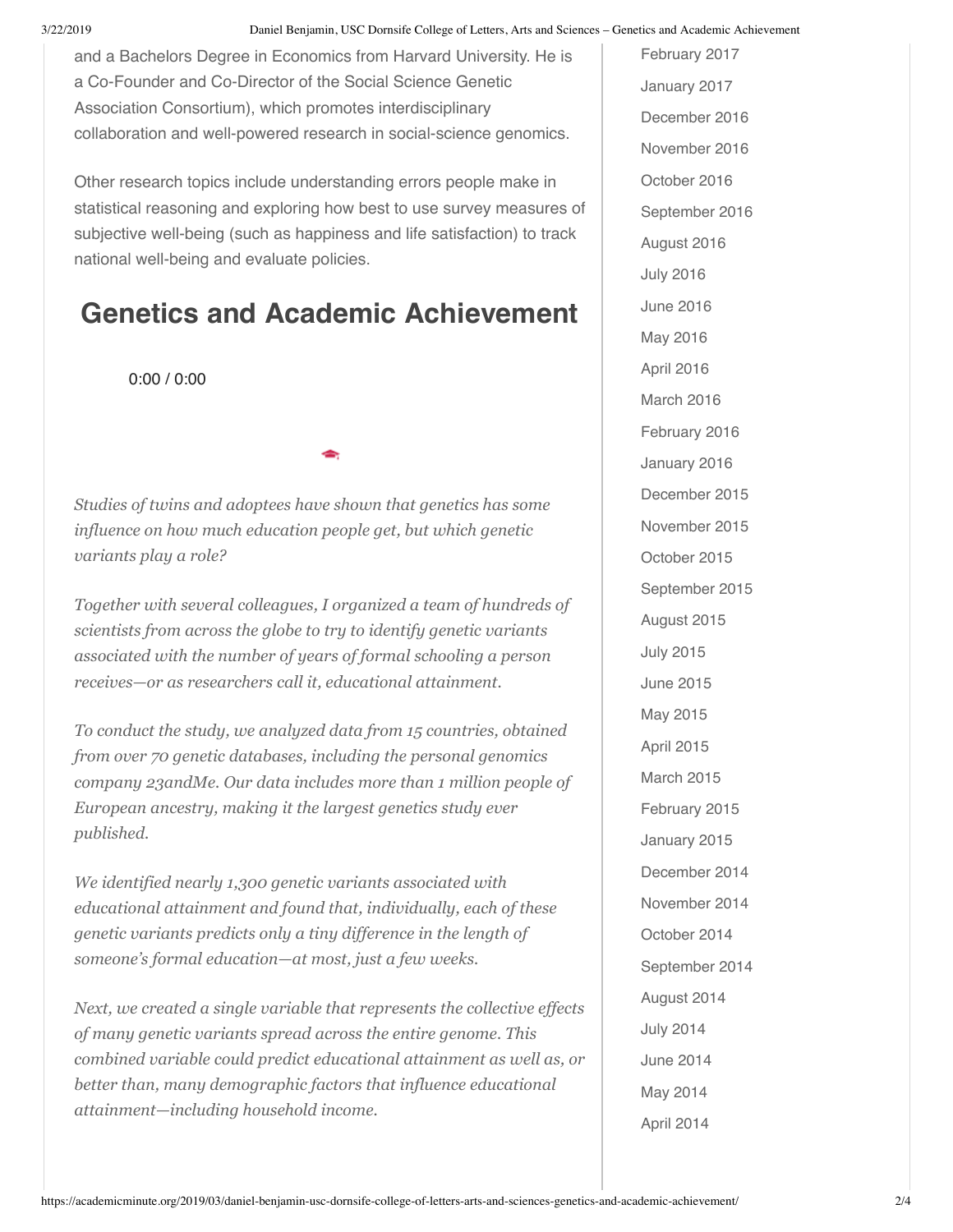and a Bachelors Degree in Economics from Harvard University. He is a Co-Founder and Co-Director of the Social Science Genetic Association Consortium), which promotes interdisciplinary collaboration and well-powered research in social-science genomics.

Other research topics include understanding errors people make in statistical reasoning and exploring how best to use survey measures of subjective well-being (such as happiness and life satisfaction) to track national well-being and evaluate policies.

## Genetics and Academic Achievement

0:00 / 0:00

*Studies of twins and adoptees have shown that genetics has some influence on how much education people get, but which genetic variants play a role?*

*Together with several colleagues, I organized a team of hundreds of scientists from across the globe to try to identify genetic variants associated with the number of years of formal schooling a person receives—or as researchers call it, educational attainment.*

*To conduct the study, we analyzed data from 15 countries, obtained from over 70 genetic databases, including the personal genomics company 23andMe. Our data includes more than 1 million people of European ancestry, making it the largest genetics study ever published.*

*We identified nearly 1,300 genetic variants associated with educational attainment and found that, individually, each of these genetic variants predicts only a tiny difference in the length of someone's formal education—at most, just a few weeks.*

*Next, we created a single variable that represents the collective effects of many genetic variants spread across the entire genome. This combined variable could predict educational attainment as well as, or better than, many demographic factors that influence educational attainment—including household income.*

February 2017
January 2017
December 2016
November 2016
October 2016
September 2016
August 2016
July 2016
June 2016
May 2016
April 2016
March 2016
February 2016
January 2016
December 2015
November 2015
October 2015
September 2015
August 2015
July 2015
June 2015
May 2015
April 2015
March 2015
February 2015
January 2015
December 2014
November 2014
October 2014
September 2014
August 2014
July 2014
June 2014
May 2014
April 2014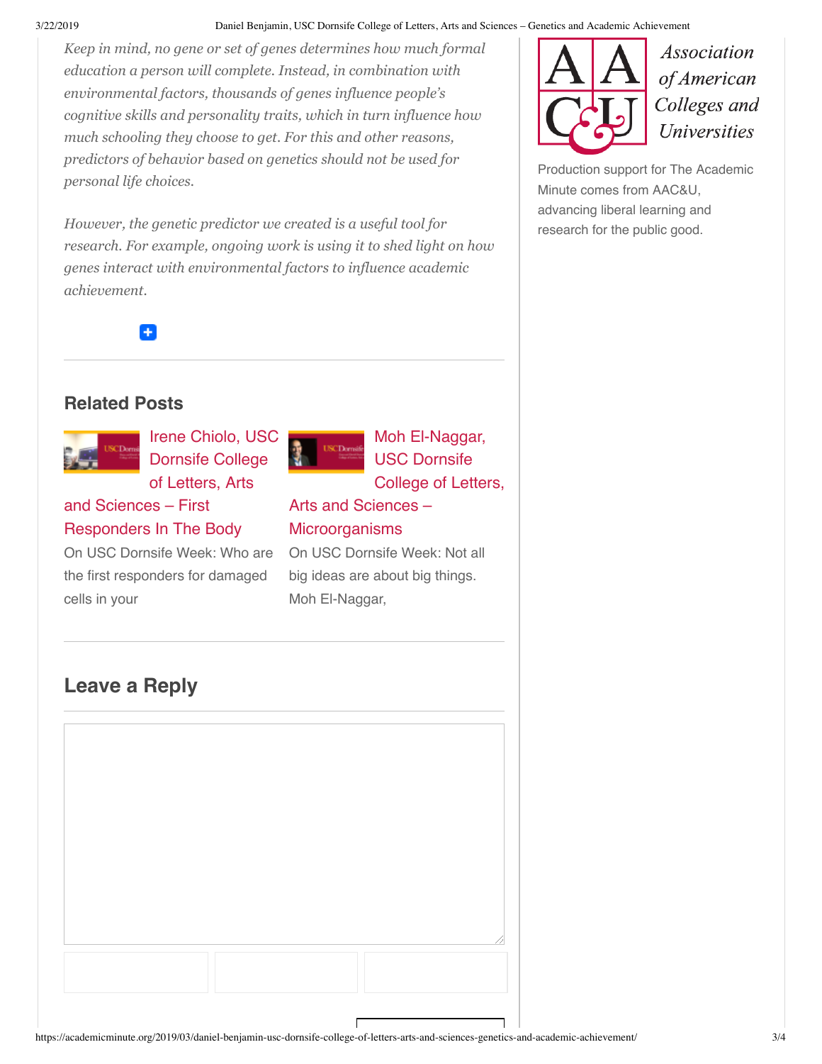*Keep in mind, no gene or set of genes determines how much formal education a person will complete. Instead, in combination with environmental factors, thousands of genes influence people's cognitive skills and personality traits, which in turn influence how much schooling they choose to get. For this and other reasons, predictors of behavior based on genetics should not be used for personal life choices.*

*However, the genetic predictor we created is a useful tool for research. For example, ongoing work is using it to shed light on how genes interact with environmental factors to influence academic achievement.*

## Related Posts

**Irene Chiolo, USC Dornsife College of Letters, Arts and Sciences – First Responders In The Body**

On USC Dornsife Week: Who are the first responders for damaged cells in your

**Moh El-Naggar, USC Dornsife College of Letters, Arts and Sciences – Microorganisms**

On USC Dornsife Week: Not all big ideas are about big things. Moh El-Naggar,

## Leave a Reply

Association of American Colleges and Universities

Production support for The Academic Minute comes from AAC&U, advancing liberal learning and research for the public good.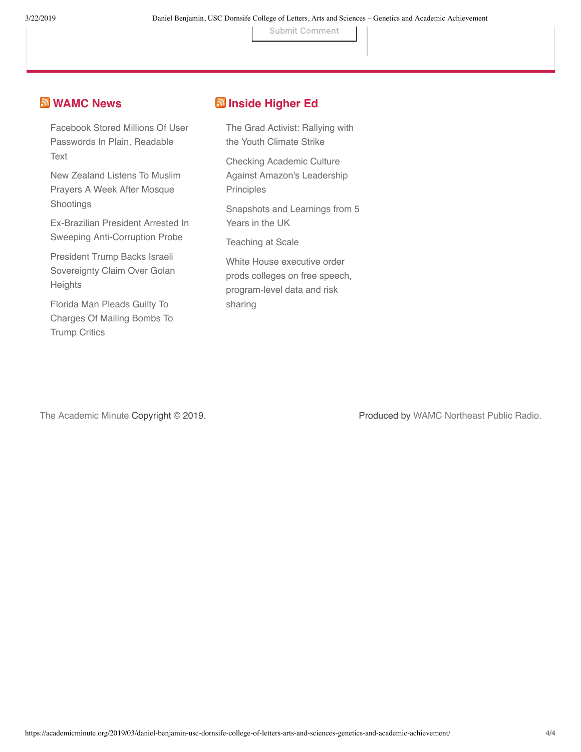Submit Comment

## WAMC News

- Facebook Stored Millions Of User Passwords In Plain, Readable Text
- New Zealand Listens To Muslim Prayers A Week After Mosque Shootings
- Ex-Brazilian President Arrested In Sweeping Anti-Corruption Probe
- President Trump Backs Israeli Sovereignty Claim Over Golan Heights
- Florida Man Pleads Guilty To Charges Of Mailing Bombs To Trump Critics

## Inside Higher Ed

- The Grad Activist: Rallying with the Youth Climate Strike
- Checking Academic Culture Against Amazon's Leadership Principles
- Snapshots and Learnings from 5 Years in the UK
- Teaching at Scale
- White House executive order prods colleges on free speech, program-level data and risk sharing

The Academic Minute Copyright © 2019.

Produced by WAMC Northeast Public Radio.